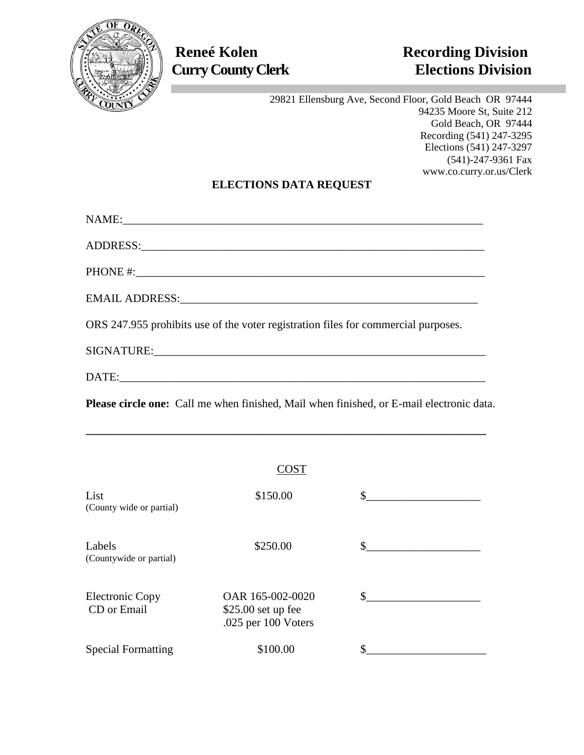**Reneé Kolen**
**Curry County Clerk**

**Recording Division**
**Elections Division**

29821 Ellensburg Ave, Second Floor, Gold Beach OR 97444
94235 Moore St, Suite 212
Gold Beach, OR 97444
Recording (541) 247-3295
Elections (541) 247-3297
(541)-247-9361 Fax
www.co.curry.or.us/Clerk

## ELECTIONS DATA REQUEST

NAME:_______________________________________________________________

ADDRESS:____________________________________________________________

PHONE #:____________________________________________________________

EMAIL ADDRESS:_____________________________________________________

ORS 247.955 prohibits use of the voter registration files for commercial purposes.

SIGNATURE:__________________________________________________________

DATE:_______________________________________________________________

**Please circle one:** Call me when finished, Mail when finished, or E-mail electronic data.

---

COST

| | | |
|---|---|---|
| List<br>(County wide or partial) | $150.00 | $___________________ |
| Labels<br>(Countywide or partial) | $250.00 | $___________________ |
| Electronic Copy<br>CD or Email | OAR 165-002-0020<br>$25.00 set up fee<br>.025 per 100 Voters | $___________________ |
| Special Formatting | $100.00 | $___________________ |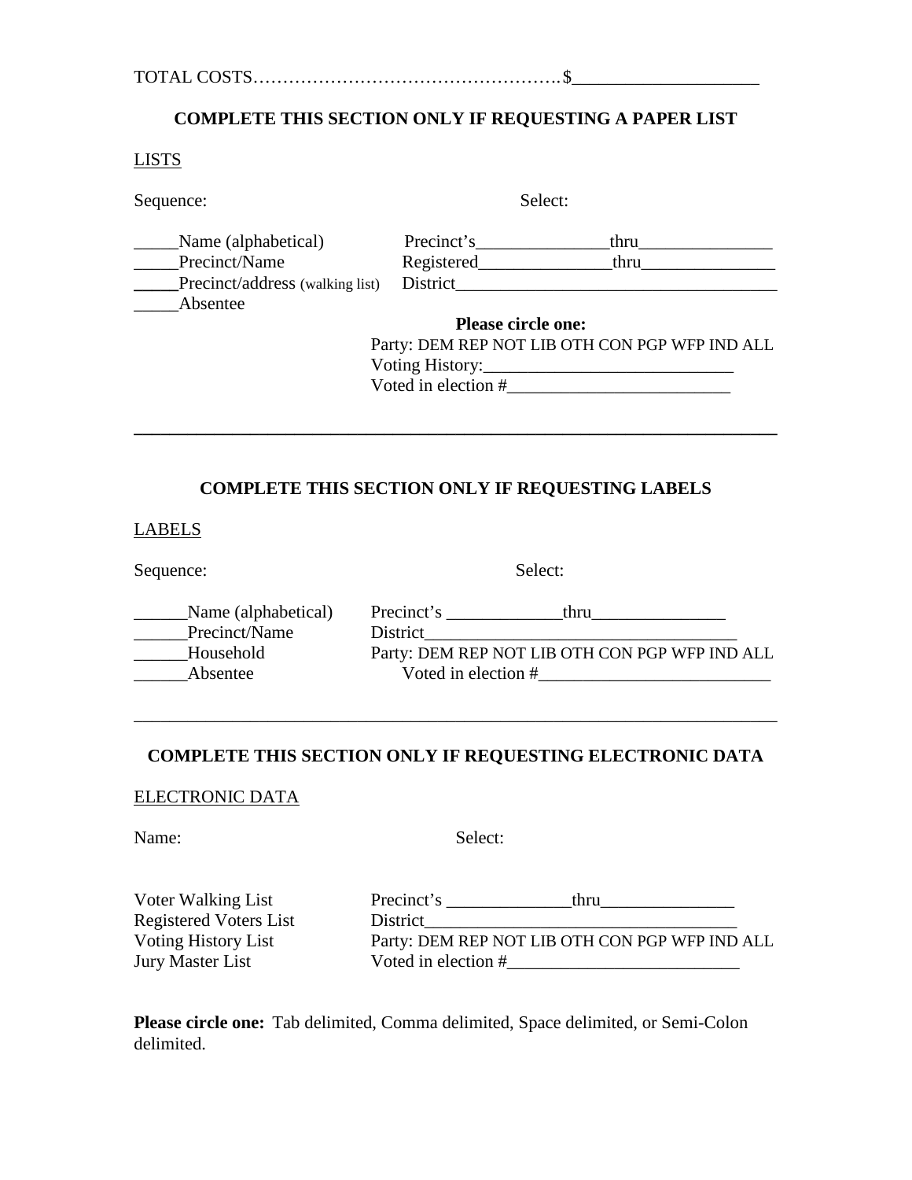TOTAL COSTS…………………………………………….$____________________

**COMPLETE THIS SECTION ONLY IF REQUESTING A PAPER LIST**

LISTS

| Sequence: | Select: |
|---|---|
| _____Name (alphabetical) | Precinct's_______________thru_______________ |
| _____Precinct/Name | Registered_______________thru_______________ |
| _____Precinct/address (walking list) | District____________________________________ |
| _____Absentee | |
| | **Please circle one:** |
| | Party: DEM REP NOT LIB OTH CON PGP WFP IND ALL |
| | Voting History:____________________________ |
| | Voted in election #_________________________ |

---

**COMPLETE THIS SECTION ONLY IF REQUESTING LABELS**

LABELS

| Sequence: | Select: |
|---|---|
| ______Name (alphabetical) | Precinct's _____________thru_______________ |
| ______Precinct/Name | District____________________________________ |
| ______Household | Party: DEM REP NOT LIB OTH CON PGP WFP IND ALL |
| ______Absentee | Voted in election #__________________________ |

---

**COMPLETE THIS SECTION ONLY IF REQUESTING ELECTRONIC DATA**

ELECTRONIC DATA

| Name: | Select: |
|---|---|
| Voter Walking List | Precinct's ______________thru_______________ |
| Registered Voters List | District____________________________________ |
| Voting History List | Party: DEM REP NOT LIB OTH CON PGP WFP IND ALL |
| Jury Master List | Voted in election #__________________________ |

**Please circle one:** Tab delimited, Comma delimited, Space delimited, or Semi-Colon delimited.